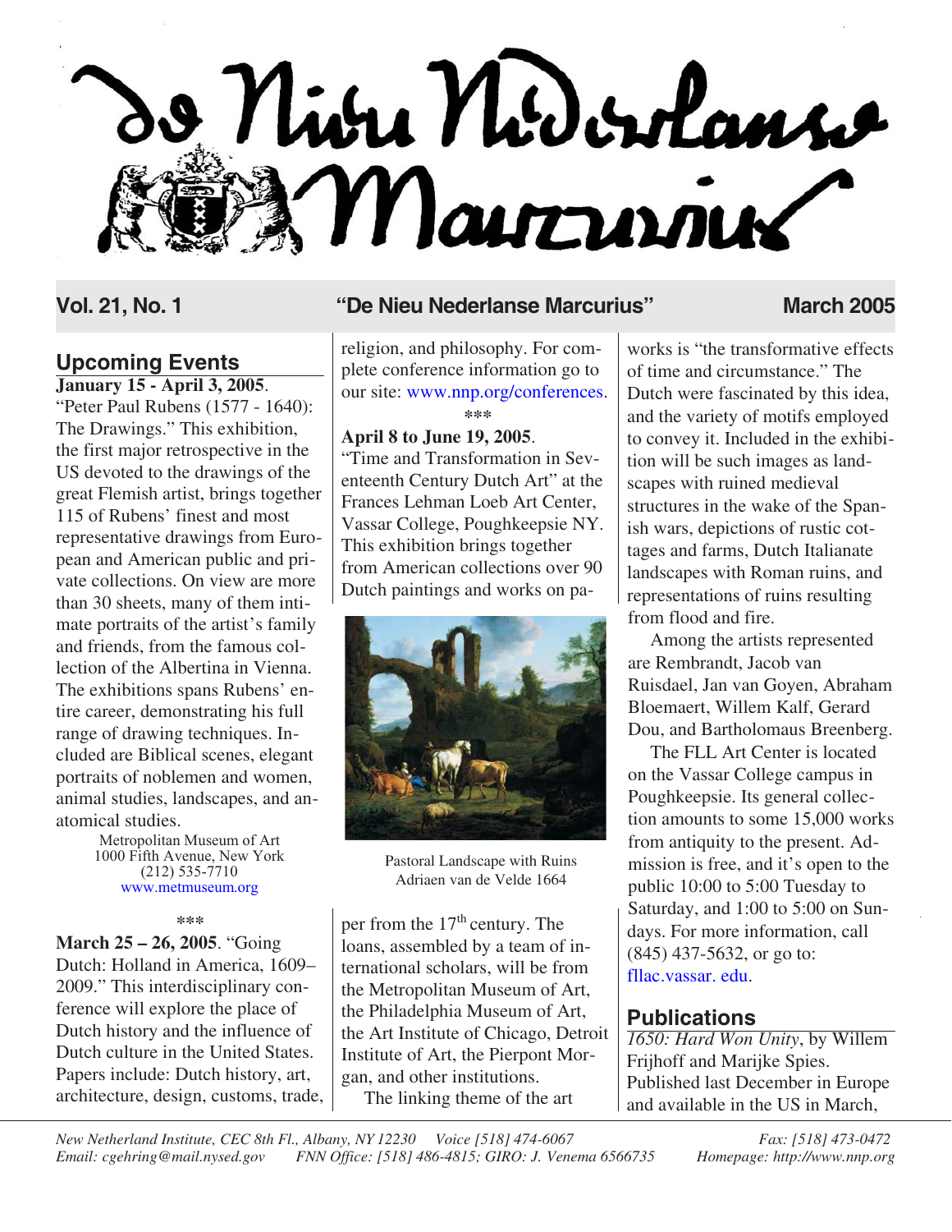# De Nieu Nederlanse Marcurius

**Vol. 21, No. 1** — **"De Nieu Nederlanse Marcurius"** — **March 2005**

## Upcoming Events

**January 15 - April 3, 2005**. "Peter Paul Rubens (1577 - 1640): The Drawings." This exhibition, the first major retrospective in the US devoted to the drawings of the great Flemish artist, brings together 115 of Rubens' finest and most representative drawings from European and American public and private collections. On view are more than 30 sheets, many of them intimate portraits of the artist's family and friends, from the famous collection of the Albertina in Vienna. The exhibitions spans Rubens' entire career, demonstrating his full range of drawing techniques. Included are Biblical scenes, elegant portraits of noblemen and women, animal studies, landscapes, and anatomical studies.

Metropolitan Museum of Art
1000 Fifth Avenue, New York
(212) 535-7710
www.metmuseum.org

\*\*\*

**March 25 – 26, 2005**. "Going Dutch: Holland in America, 1609–2009." This interdisciplinary conference will explore the place of Dutch history and the influence of Dutch culture in the United States. Papers include: Dutch history, art, architecture, design, customs, trade, religion, and philosophy. For complete conference information go to our site: www.nnp.org/conferences.

\*\*\*

**April 8 to June 19, 2005**. "Time and Transformation in Seventeenth Century Dutch Art" at the Frances Lehman Loeb Art Center, Vassar College, Poughkeepsie NY. This exhibition brings together from American collections over 90 Dutch paintings and works on paper from the 17th century. The loans, assembled by a team of international scholars, will be from the Metropolitan Museum of Art, the Philadelphia Museum of Art, the Art Institute of Chicago, Detroit Institute of Art, the Pierpont Morgan, and other institutions.

Pastoral Landscape with Ruins
Adriaen van de Velde 1664

The linking theme of the art works is "the transformative effects of time and circumstance." The Dutch were fascinated by this idea, and the variety of motifs employed to convey it. Included in the exhibition will be such images as landscapes with ruined medieval structures in the wake of the Spanish wars, depictions of rustic cottages and farms, Dutch Italianate landscapes with Roman ruins, and representations of ruins resulting from flood and fire.

Among the artists represented are Rembrandt, Jacob van Ruisdael, Jan van Goyen, Abraham Bloemaert, Willem Kalf, Gerard Dou, and Bartholomaus Breenberg.

The FLL Art Center is located on the Vassar College campus in Poughkeepsie. Its general collection amounts to some 15,000 works from antiquity to the present. Admission is free, and it's open to the public 10:00 to 5:00 Tuesday to Saturday, and 1:00 to 5:00 on Sundays. For more information, call (845) 437-5632, or go to: fllac.vassar. edu.

## Publications

*1650: Hard Won Unity*, by Willem Frijhoff and Marijke Spies. Published last December in Europe and available in the US in March,

*New Netherland Institute, CEC 8th Fl., Albany, NY 12230 Voice [518] 474-6067 Fax: [518] 473-0472*
*Email: cgehring@mail.nysed.gov FNN Office: [518] 486-4815; GIRO: J. Venema 6566735 Homepage: http://www.nnp.org*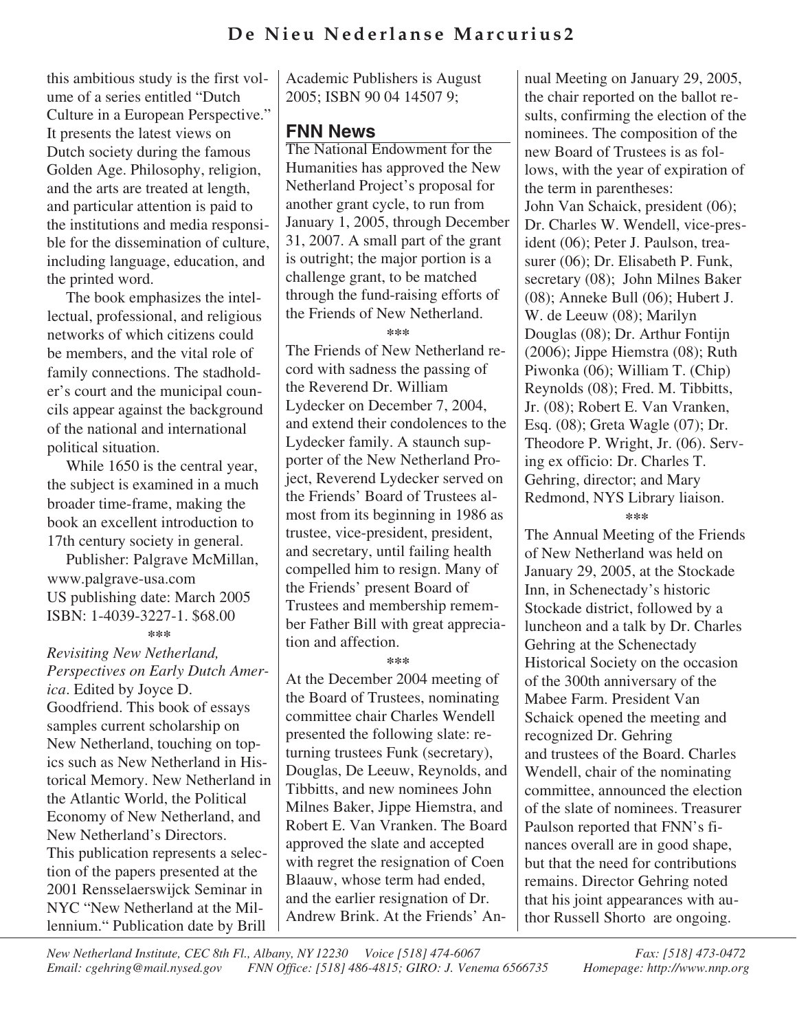this ambitious study is the first volume of a series entitled "Dutch Culture in a European Perspective." It presents the latest views on Dutch society during the famous Golden Age. Philosophy, religion, and the arts are treated at length, and particular attention is paid to the institutions and media responsible for the dissemination of culture, including language, education, and the printed word.

The book emphasizes the intellectual, professional, and religious networks of which citizens could be members, and the vital role of family connections. The stadholder's court and the municipal councils appear against the background of the national and international political situation.

While 1650 is the central year, the subject is examined in a much broader time-frame, making the book an excellent introduction to 17th century society in general.

Publisher: Palgrave McMillan, www.palgrave-usa.com
US publishing date: March 2005
ISBN: 1-4039-3227-1. $68.00

\*\*\*

*Revisiting New Netherland, Perspectives on Early Dutch America*. Edited by Joyce D. Goodfriend. This book of essays samples current scholarship on New Netherland, touching on topics such as New Netherland in Historical Memory. New Netherland in the Atlantic World, the Political Economy of New Netherland, and New Netherland's Directors. This publication represents a selection of the papers presented at the 2001 Rensselaerswijck Seminar in NYC "New Netherland at the Millennium." Publication date by Brill Academic Publishers is August 2005; ISBN 90 04 14507 9;

## FNN News

The National Endowment for the Humanities has approved the New Netherland Project's proposal for another grant cycle, to run from January 1, 2005, through December 31, 2007. A small part of the grant is outright; the major portion is a challenge grant, to be matched through the fund-raising efforts of the Friends of New Netherland.

\*\*\*

The Friends of New Netherland record with sadness the passing of the Reverend Dr. William Lydecker on December 7, 2004, and extend their condolences to the Lydecker family. A staunch supporter of the New Netherland Project, Reverend Lydecker served on the Friends' Board of Trustees almost from its beginning in 1986 as trustee, vice-president, president, and secretary, until failing health compelled him to resign. Many of the Friends' present Board of Trustees and membership remember Father Bill with great appreciation and affection.

\*\*\*

At the December 2004 meeting of the Board of Trustees, nominating committee chair Charles Wendell presented the following slate: returning trustees Funk (secretary), Douglas, De Leeuw, Reynolds, and Tibbitts, and new nominees John Milnes Baker, Jippe Hiemstra, and Robert E. Van Vranken. The Board approved the slate and accepted with regret the resignation of Coen Blaauw, whose term had ended, and the earlier resignation of Dr. Andrew Brink. At the Friends' Annual Meeting on January 29, 2005, the chair reported on the ballot results, confirming the election of the nominees. The composition of the new Board of Trustees is as follows, with the year of expiration of the term in parentheses:
John Van Schaick, president (06); Dr. Charles W. Wendell, vice-president (06); Peter J. Paulson, treasurer (06); Dr. Elisabeth P. Funk, secretary (08); John Milnes Baker (08); Anneke Bull (06); Hubert J. W. de Leeuw (08); Marilyn Douglas (08); Dr. Arthur Fontijn (2006); Jippe Hiemstra (08); Ruth Piwonka (06); William T. (Chip) Reynolds (08); Fred. M. Tibbitts, Jr. (08); Robert E. Van Vranken, Esq. (08); Greta Wagle (07); Dr. Theodore P. Wright, Jr. (06). Serving ex officio: Dr. Charles T. Gehring, director; and Mary Redmond, NYS Library liaison.

\*\*\*

The Annual Meeting of the Friends of New Netherland was held on January 29, 2005, at the Stockade Inn, in Schenectady's historic Stockade district, followed by a luncheon and a talk by Dr. Charles Gehring at the Schenectady Historical Society on the occasion of the 300th anniversary of the Mabee Farm. President Van Schaick opened the meeting and recognized Dr. Gehring and trustees of the Board. Charles Wendell, chair of the nominating committee, announced the election of the slate of nominees. Treasurer Paulson reported that FNN's finances overall are in good shape, but that the need for contributions remains. Director Gehring noted that his joint appearances with author Russell Shorto are ongoing.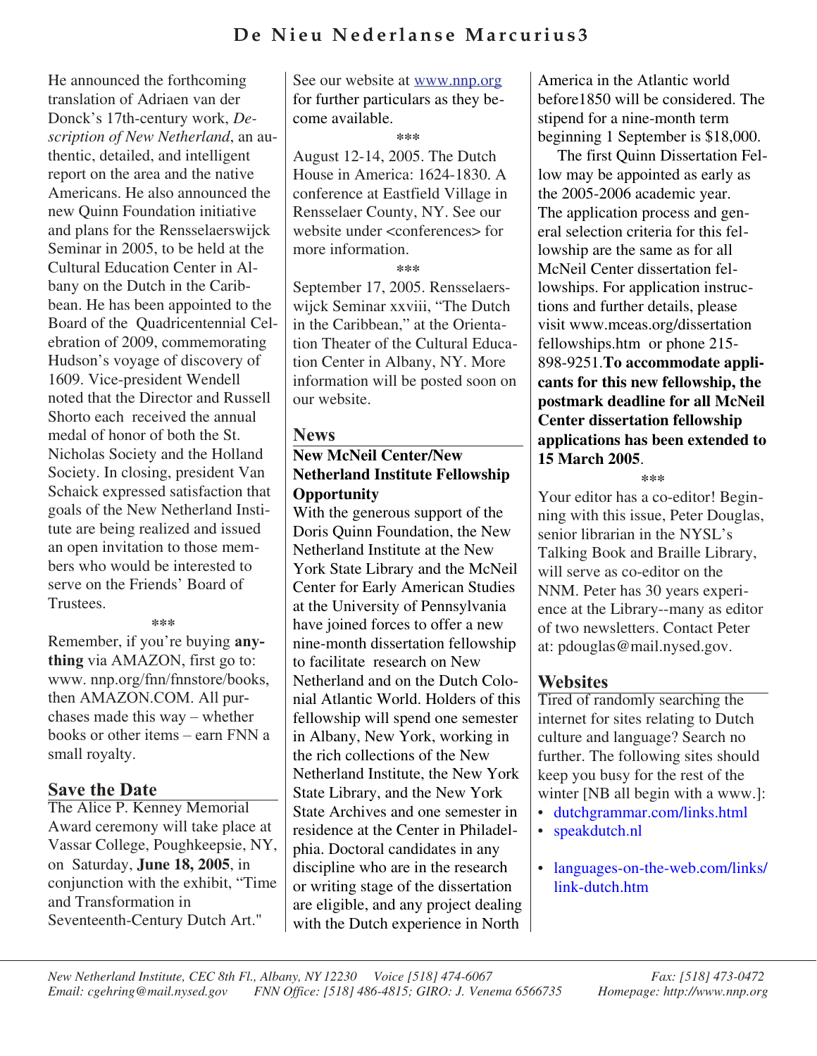He announced the forthcoming translation of Adriaen van der Donck's 17th-century work, *Description of New Netherland*, an authentic, detailed, and intelligent report on the area and the native Americans. He also announced the new Quinn Foundation initiative and plans for the Rensselaerswijck Seminar in 2005, to be held at the Cultural Education Center in Albany on the Dutch in the Caribbean. He has been appointed to the Board of the Quadricentennial Celebration of 2009, commemorating Hudson's voyage of discovery of 1609. Vice-president Wendell noted that the Director and Russell Shorto each received the annual medal of honor of both the St. Nicholas Society and the Holland Society. In closing, president Van Schaick expressed satisfaction that goals of the New Netherland Institute are being realized and issued an open invitation to those members who would be interested to serve on the Friends' Board of Trustees.

\*\*\*

Remember, if you're buying **anything** via AMAZON, first go to: www. nnp.org/fnn/fnnstore/books, then AMAZON.COM. All purchases made this way – whether books or other items – earn FNN a small royalty.

## Save the Date

The Alice P. Kenney Memorial Award ceremony will take place at Vassar College, Poughkeepsie, NY, on Saturday, **June 18, 2005**, in conjunction with the exhibit, "Time and Transformation in Seventeenth-Century Dutch Art." See our website at www.nnp.org for further particulars as they become available.

\*\*\*

August 12-14, 2005. The Dutch House in America: 1624-1830. A conference at Eastfield Village in Rensselaer County, NY. See our website under <conferences> for more information.

\*\*\*

September 17, 2005. Rensselaerswijck Seminar xxviii, "The Dutch in the Caribbean," at the Orientation Theater of the Cultural Education Center in Albany, NY. More information will be posted soon on our website.

## News

### New McNeil Center/New Netherland Institute Fellowship Opportunity

With the generous support of the Doris Quinn Foundation, the New Netherland Institute at the New York State Library and the McNeil Center for Early American Studies at the University of Pennsylvania have joined forces to offer a new nine-month dissertation fellowship to facilitate research on New Netherland and on the Dutch Colonial Atlantic World. Holders of this fellowship will spend one semester in Albany, New York, working in the rich collections of the New Netherland Institute, the New York State Library, and the New York State Archives and one semester in residence at the Center in Philadelphia. Doctoral candidates in any discipline who are in the research or writing stage of the dissertation are eligible, and any project dealing with the Dutch experience in North America in the Atlantic world before1850 will be considered. The stipend for a nine-month term beginning 1 September is $18,000.

The first Quinn Dissertation Fellow may be appointed as early as the 2005-2006 academic year. The application process and general selection criteria for this fellowship are the same as for all McNeil Center dissertation fellowships. For application instructions and further details, please visit www.mceas.org/dissertation fellowships.htm or phone 215-898-9251.**To accommodate applicants for this new fellowship, the postmark deadline for all McNeil Center dissertation fellowship applications has been extended to 15 March 2005**.

\*\*\*

Your editor has a co-editor! Beginning with this issue, Peter Douglas, senior librarian in the NYSL's Talking Book and Braille Library, will serve as co-editor on the NNM. Peter has 30 years experience at the Library--many as editor of two newsletters. Contact Peter at: pdouglas@mail.nysed.gov.

## Websites

Tired of randomly searching the internet for sites relating to Dutch culture and language? Search no further. The following sites should keep you busy for the rest of the winter [NB all begin with a www.]:

- dutchgrammar.com/links.html
- speakdutch.nl
- languages-on-the-web.com/links/link-dutch.htm

*New Netherland Institute, CEC 8th Fl., Albany, NY 12230 Voice [518] 474-6067 Fax: [518] 473-0472*
*Email: cgehring@mail.nysed.gov FNN Office: [518] 486-4815; GIRO: J. Venema 6566735 Homepage: http://www.nnp.org*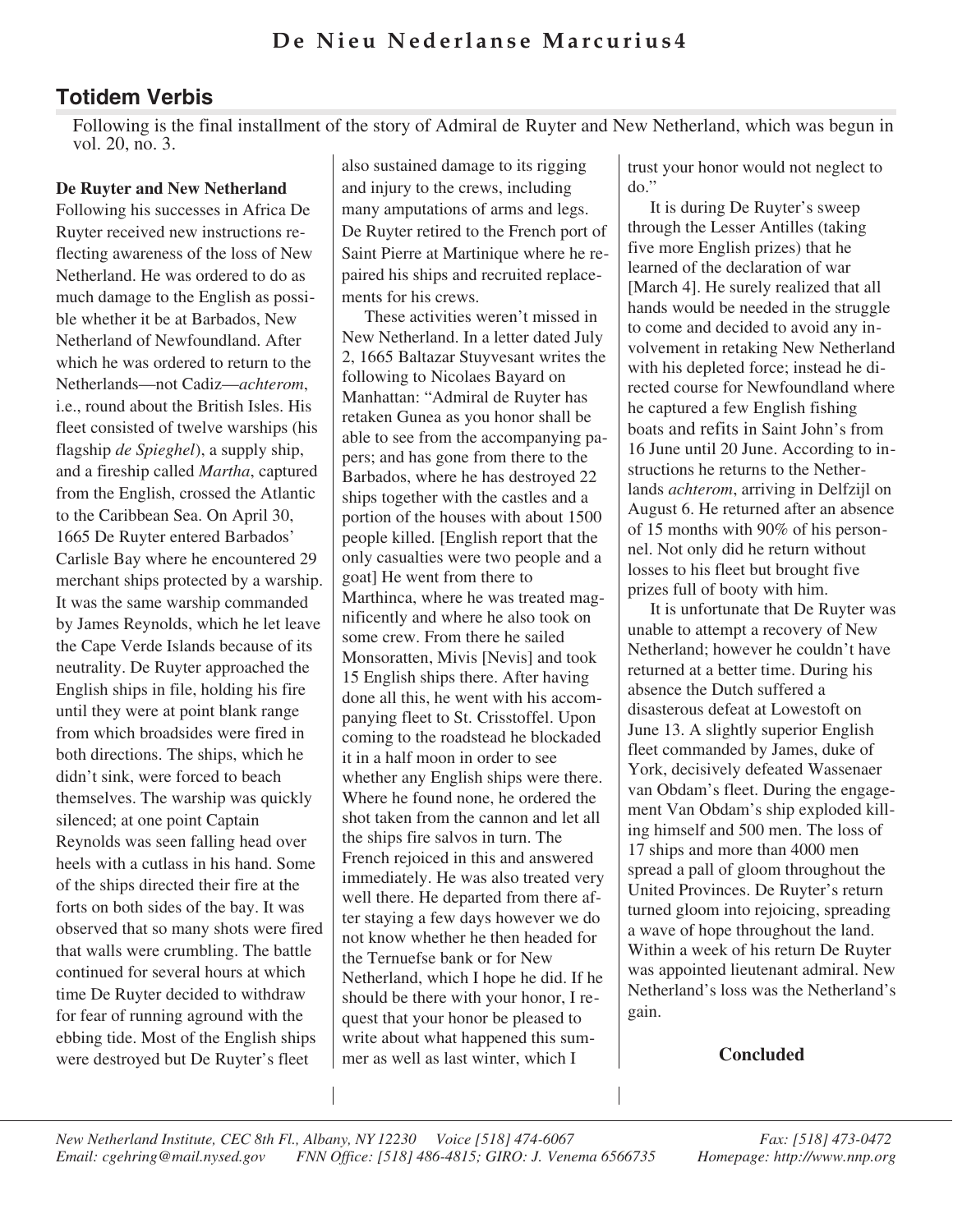## Totidem Verbis

Following is the final installment of the story of Admiral de Ruyter and New Netherland, which was begun in vol. 20, no. 3.

**De Ruyter and New Netherland**

Following his successes in Africa De Ruyter received new instructions reflecting awareness of the loss of New Netherland. He was ordered to do as much damage to the English as possible whether it be at Barbados, New Netherland of Newfoundland. After which he was ordered to return to the Netherlands—not Cadiz—*achterom*, i.e., round about the British Isles. His fleet consisted of twelve warships (his flagship *de Spieghel*), a supply ship, and a fireship called *Martha*, captured from the English, crossed the Atlantic to the Caribbean Sea. On April 30, 1665 De Ruyter entered Barbados' Carlisle Bay where he encountered 29 merchant ships protected by a warship. It was the same warship commanded by James Reynolds, which he let leave the Cape Verde Islands because of its neutrality. De Ruyter approached the English ships in file, holding his fire until they were at point blank range from which broadsides were fired in both directions. The ships, which he didn't sink, were forced to beach themselves. The warship was quickly silenced; at one point Captain Reynolds was seen falling head over heels with a cutlass in his hand. Some of the ships directed their fire at the forts on both sides of the bay. It was observed that so many shots were fired that walls were crumbling. The battle continued for several hours at which time De Ruyter decided to withdraw for fear of running aground with the ebbing tide. Most of the English ships were destroyed but De Ruyter's fleet also sustained damage to its rigging and injury to the crews, including many amputations of arms and legs. De Ruyter retired to the French port of Saint Pierre at Martinique where he repaired his ships and recruited replacements for his crews.

These activities weren't missed in New Netherland. In a letter dated July 2, 1665 Baltazar Stuyvesant writes the following to Nicolaes Bayard on Manhattan: "Admiral de Ruyter has retaken Gunea as you honor shall be able to see from the accompanying papers; and has gone from there to the Barbados, where he has destroyed 22 ships together with the castles and a portion of the houses with about 1500 people killed. [English report that the only casualties were two people and a goat] He went from there to Marthinca, where he was treated magnificently and where he also took on some crew. From there he sailed Monsoratten, Mivis [Nevis] and took 15 English ships there. After having done all this, he went with his accompanying fleet to St. Crisstoffel. Upon coming to the roadstead he blockaded it in a half moon in order to see whether any English ships were there. Where he found none, he ordered the shot taken from the cannon and let all the ships fire salvos in turn. The French rejoiced in this and answered immediately. He was also treated very well there. He departed from there after staying a few days however we do not know whether he then headed for the Ternuefse bank or for New Netherland, which I hope he did. If he should be there with your honor, I request that your honor be pleased to write about what happened this summer as well as last winter, which I trust your honor would not neglect to do."

It is during De Ruyter's sweep through the Lesser Antilles (taking five more English prizes) that he learned of the declaration of war [March 4]. He surely realized that all hands would be needed in the struggle to come and decided to avoid any involvement in retaking New Netherland with his depleted force; instead he directed course for Newfoundland where he captured a few English fishing boats and refits in Saint John's from 16 June until 20 June. According to instructions he returns to the Netherlands *achterom*, arriving in Delfzijl on August 6. He returned after an absence of 15 months with 90% of his personnel. Not only did he return without losses to his fleet but brought five prizes full of booty with him.

It is unfortunate that De Ruyter was unable to attempt a recovery of New Netherland; however he couldn't have returned at a better time. During his absence the Dutch suffered a disasterous defeat at Lowestoft on June 13. A slightly superior English fleet commanded by James, duke of York, decisively defeated Wassenaer van Obdam's fleet. During the engagement Van Obdam's ship exploded killing himself and 500 men. The loss of 17 ships and more than 4000 men spread a pall of gloom throughout the United Provinces. De Ruyter's return turned gloom into rejoicing, spreading a wave of hope throughout the land. Within a week of his return De Ruyter was appointed lieutenant admiral. New Netherland's loss was the Netherland's gain.

**Concluded**

*New Netherland Institute, CEC 8th Fl., Albany, NY 12230 Voice [518] 474-6067 Fax: [518] 473-0472*
*Email: cgehring@mail.nysed.gov FNN Office: [518] 486-4815; GIRO: J. Venema 6566735 Homepage: http://www.nnp.org*